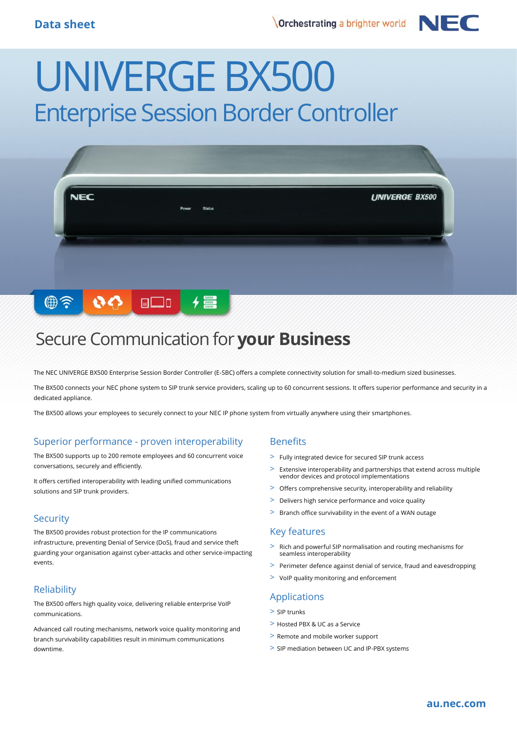Data sheet

# UNIVERGE BX500

## Enterprise Session Border Controller

## Secure Communication for **your Business**

The NEC UNIVERGE BX500 Enterprise Session Border Controller (E-SBC) offers a complete connectivity solution for small-to-medium sized businesses.

The BX500 connects your NEC phone system to SIP trunk service providers, scaling up to 60 concurrent sessions. It offers superior performance and security in a dedicated appliance.

The BX500 allows your employees to securely connect to your NEC IP phone system from virtually anywhere using their smartphones.

### Superior performance - proven interoperability

The BX500 supports up to 200 remote employees and 60 concurrent voice conversations, securely and efficiently.

It offers certified interoperability with leading unified communications solutions and SIP trunk providers.

### Security

The BX500 provides robust protection for the IP communications infrastructure, preventing Denial of Service (DoS), fraud and service theft guarding your organisation against cyber-attacks and other service-impacting events.

### Reliability

The BX500 offers high quality voice, delivering reliable enterprise VoIP communications.

Advanced call routing mechanisms, network voice quality monitoring and branch survivability capabilities result in minimum communications downtime.

### Benefits

- Fully integrated device for secured SIP trunk access
- Extensive interoperability and partnerships that extend across multiple vendor devices and protocol implementations
- Offers comprehensive security, interoperability and reliability
- Delivers high service performance and voice quality
- Branch office survivability in the event of a WAN outage

### Key features

- Rich and powerful SIP normalisation and routing mechanisms for seamless interoperability
- Perimeter defence against denial of service, fraud and eavesdropping
- VoIP quality monitoring and enforcement

### Applications

- SIP trunks
- Hosted PBX & UC as a Service
- Remote and mobile worker support
- SIP mediation between UC and IP-PBX systems

au.nec.com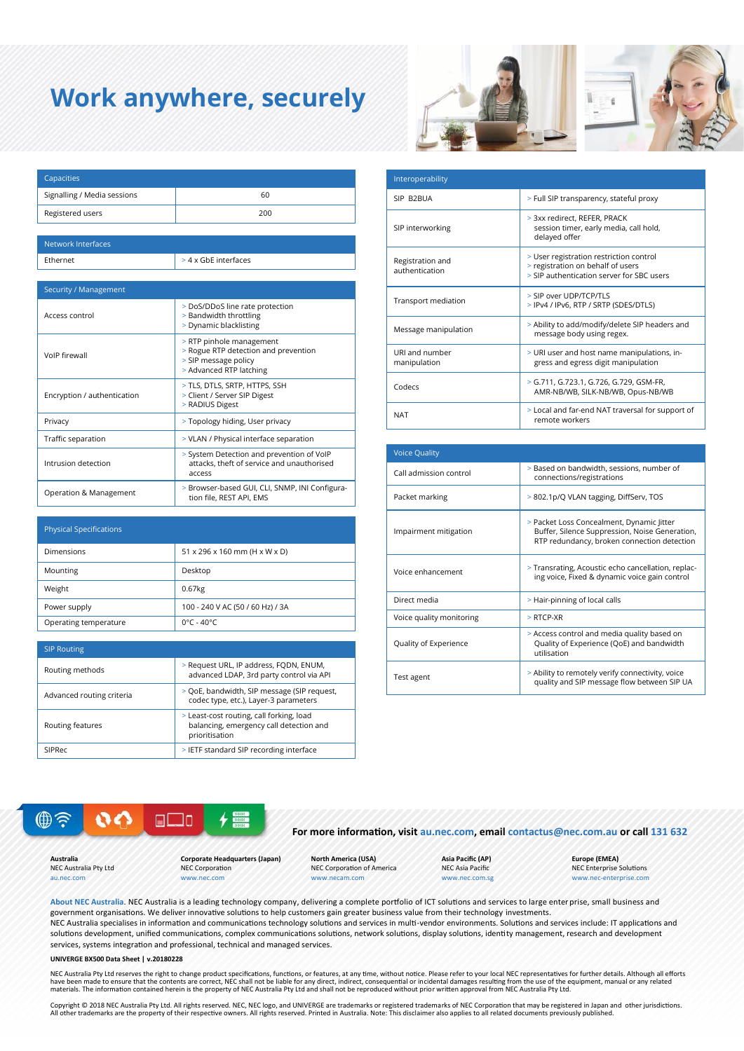# Work anywhere, securely

| Capacities | |
|---|---|
| Signalling / Media sessions | 60 |
| Registered users | 200 |

| Network Interfaces | |
|---|---|
| Ethernet | > 4 x GbE interfaces |

| Security / Management | |
|---|---|
| Access control | > DoS/DDoS line rate protection<br>> Bandwidth throttling<br>> Dynamic blacklisting |
| VoIP firewall | > RTP pinhole management<br>> Rogue RTP detection and prevention<br>> SIP message policy<br>> Advanced RTP latching |
| Encryption / authentication | > TLS, DTLS, SRTP, HTTPS, SSH<br>> Client / Server SIP Digest<br>> RADIUS Digest |
| Privacy | > Topology hiding, User privacy |
| Traffic separation | > VLAN / Physical interface separation |
| Intrusion detection | > System Detection and prevention of VoIP attacks, theft of service and unauthorised access |
| Operation & Management | > Browser-based GUI, CLI, SNMP, INI Configuration file, REST API, EMS |

| Physical Specifications | |
|---|---|
| Dimensions | 51 x 296 x 160 mm (H x W x D) |
| Mounting | Desktop |
| Weight | 0.67kg |
| Power supply | 100 - 240 V AC (50 / 60 Hz) / 3A |
| Operating temperature | 0°C - 40°C |

| SIP Routing | |
|---|---|
| Routing methods | > Request URL, IP address, FQDN, ENUM, advanced LDAP, 3rd party control via API |
| Advanced routing criteria | > QoE, bandwidth, SIP message (SIP request, codec type, etc.), Layer-3 parameters |
| Routing features | > Least-cost routing, call forking, load balancing, emergency call detection and prioritisation |
| SIPRec | > IETF standard SIP recording interface |

| Interoperability | |
|---|---|
| SIP B2BUA | > Full SIP transparency, stateful proxy |
| SIP interworking | > 3xx redirect, REFER, PRACK session timer, early media, call hold, delayed offer |
| Registration and authentication | > User registration restriction control<br>> registration on behalf of users<br>> SIP authentication server for SBC users |
| Transport mediation | > SIP over UDP/TCP/TLS<br>> IPv4 / IPv6, RTP / SRTP (SDES/DTLS) |
| Message manipulation | > Ability to add/modify/delete SIP headers and message body using regex. |
| URI and number manipulation | > URI user and host name manipulations, in-gress and egress digit manipulation |
| Codecs | > G.711, G.723.1, G.726, G.729, GSM-FR, AMR-NB/WB, SILK-NB/WB, Opus-NB/WB |
| NAT | > Local and far-end NAT traversal for support of remote workers |

| Voice Quality | |
|---|---|
| Call admission control | > Based on bandwidth, sessions, number of connections/registrations |
| Packet marking | > 802.1p/Q VLAN tagging, DiffServ, TOS |
| Impairment mitigation | > Packet Loss Concealment, Dynamic Jitter Buffer, Silence Suppression, Noise Generation, RTP redundancy, broken connection detection |
| Voice enhancement | > Transrating, Acoustic echo cancellation, replacing voice, Fixed & dynamic voice gain control |
| Direct media | > Hair-pinning of local calls |
| Voice quality monitoring | > RTCP-XR |
| Quality of Experience | > Access control and media quality based on Quality of Experience (QoE) and bandwidth utilisation |
| Test agent | > Ability to remotely verify connectivity, voice quality and SIP message flow between SIP UA |

**For more information, visit au.nec.com, email contactus@nec.com.au or call 131 632**

**Australia**
NEC Australia Pty Ltd
au.nec.com

**Corporate Headquarters (Japan)**
NEC Corporation
www.nec.com

**North America (USA)**
NEC Corporation of America
www.necam.com

**Asia Pacific (AP)**
NEC Asia Pacific
www.nec.com.sg

**Europe (EMEA)**
NEC Enterprise Solutions
www.nec-enterprise.com

About NEC Australia. NEC Australia is a leading technology company, delivering a complete portfolio of ICT solutions and services to large enterprise, small business and government organisations. We deliver innovative solutions to help customers gain greater business value from their technology investments.
NEC Australia specialises in information and communications technology solutions and services in multi-vendor environments. Solutions and services include: IT applications and solutions development, unified communications, complex communications solutions, network solutions, display solutions, identity management, research and development services, systems integration and professional, technical and managed services.

**UNIVERGE BX500 Data Sheet | v.20180228**

NEC Australia Pty Ltd reserves the right to change product specifications, functions, or features, at any time, without notice. Please refer to your local NEC representatives for further details. Although all efforts have been made to ensure that the contents are correct, NEC shall not be liable for any direct, indirect, consequential or incidental damages resulting from the use of the equipment, manual or any related materials. The information contained herein is the property of NEC Australia Pty Ltd and shall not be reproduced without prior written approval from NEC Australia Pty Ltd.

Copyright © 2018 NEC Australia Pty Ltd. All rights reserved. NEC, NEC logo, and UNIVERGE are trademarks or registered trademarks of NEC Corporation that may be registered in Japan and other jurisdictions. All other trademarks are the property of their respective owners. All rights reserved. Printed in Australia. Note: This disclaimer also applies to all related documents previously published.